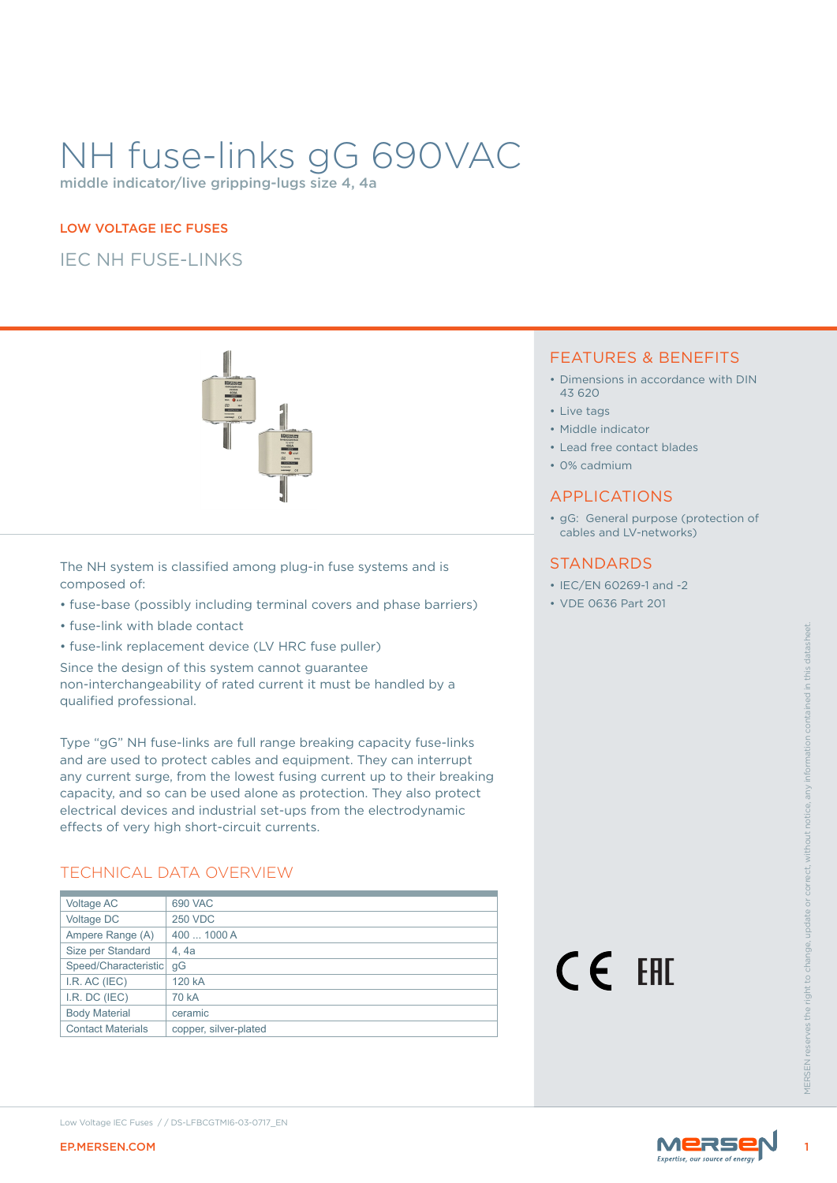# NH fuse-links gG 690VAC

middle indicator/live gripping-lugs size 4, 4a

LOW VOLTAGE IEC FUSES

## IEC NH FUSE-LINKS

The NH system is classified among plug-in fuse systems and is composed of:

- fuse-base (possibly including terminal covers and phase barriers)
- fuse-link with blade contact
- fuse-link replacement device (LV HRC fuse puller)

Since the design of this system cannot guarantee non-interchangeability of rated current it must be handled by a qualified professional.

Type "gG" NH fuse-links are full range breaking capacity fuse-links and are used to protect cables and equipment. They can interrupt any current surge, from the lowest fusing current up to their breaking capacity, and so can be used alone as protection. They also protect electrical devices and industrial set-ups from the electrodynamic effects of very high short-circuit currents.

## TECHNICAL DATA OVERVIEW

| | |
|---|---|
| Voltage AC | 690 VAC |
| Voltage DC | 250 VDC |
| Ampere Range (A) | 400 ... 1000 A |
| Size per Standard | 4, 4a |
| Speed/Characteristic | gG |
| I.R. AC (IEC) | 120 kA |
| I.R. DC (IEC) | 70 kA |
| Body Material | ceramic |
| Contact Materials | copper, silver-plated |

## FEATURES & BENEFITS

- Dimensions in accordance with DIN 43 620
- Live tags
- Middle indicator
- Lead free contact blades
- 0% cadmium

## APPLICATIONS

- gG: General purpose (protection of cables and LV-networks)

## STANDARDS

- IEC/EN 60269-1 and -2
- VDE 0636 Part 201

MERSEN reserves the right to change, update or correct, without notice, any information contained in this datasheet.

Low Voltage IEC Fuses / / DS-LFBCGTMI6-03-0717_EN

EP.MERSEN.COM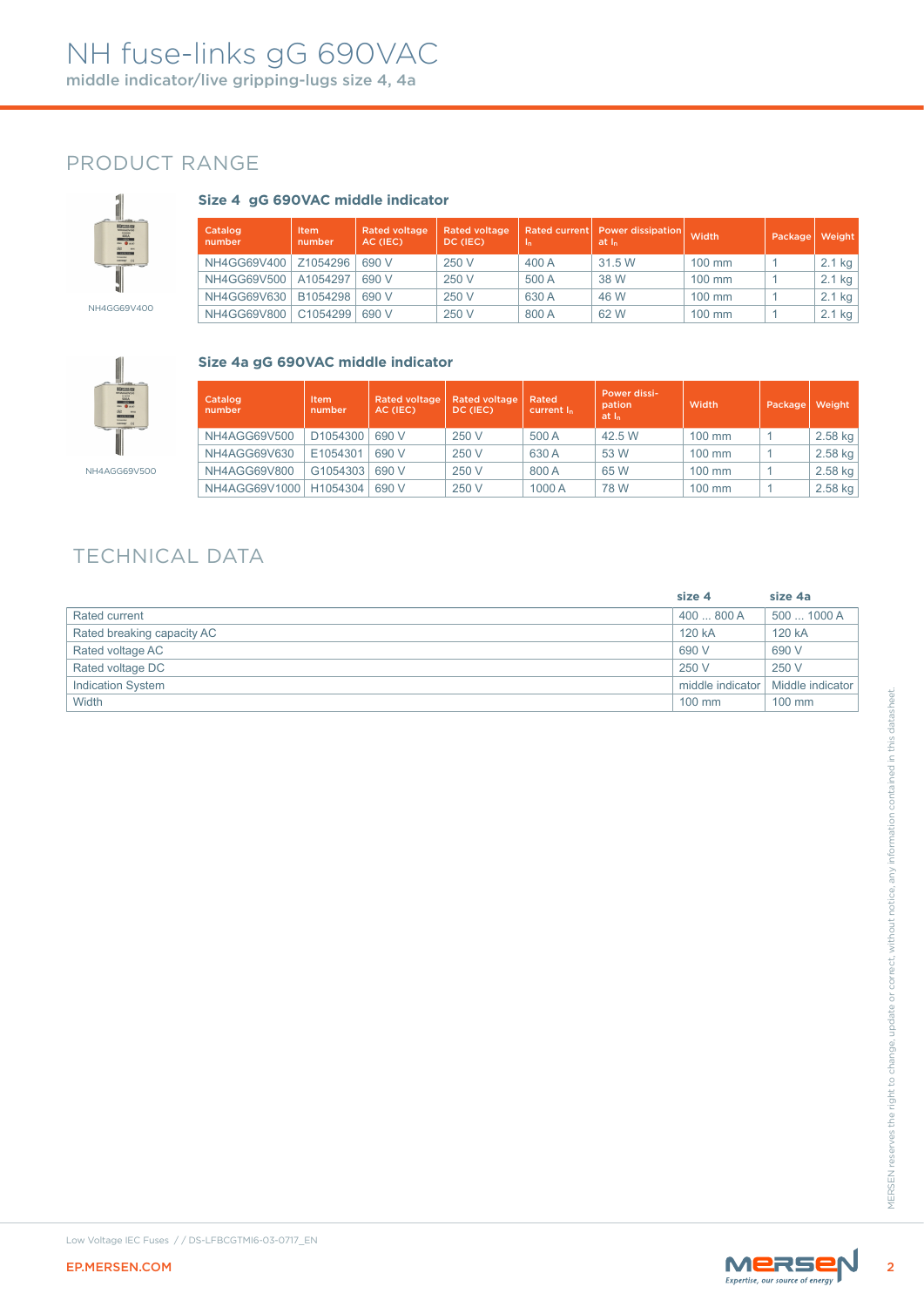# NH fuse-links gG 690VAC

middle indicator/live gripping-lugs size 4, 4a

## PRODUCT RANGE

NH4GG69V400

### Size 4 gG 690VAC middle indicator

| Catalog number | Item number | Rated voltage AC (IEC) | Rated voltage DC (IEC) | Rated current $I_n$ | Power dissipation at $I_n$ | Width | Package | Weight |
|---|---|---|---|---|---|---|---|---|
| NH4GG69V400 | Z1054296 | 690 V | 250 V | 400 A | 31.5 W | 100 mm | 1 | 2.1 kg |
| NH4GG69V500 | A1054297 | 690 V | 250 V | 500 A | 38 W | 100 mm | 1 | 2.1 kg |
| NH4GG69V630 | B1054298 | 690 V | 250 V | 630 A | 46 W | 100 mm | 1 | 2.1 kg |
| NH4GG69V800 | C1054299 | 690 V | 250 V | 800 A | 62 W | 100 mm | 1 | 2.1 kg |

NH4AGG69V500

### Size 4a gG 690VAC middle indicator

| Catalog number | Item number | Rated voltage AC (IEC) | Rated voltage DC (IEC) | Rated current $I_n$ | Power dissipation at $I_n$ | Width | Package | Weight |
|---|---|---|---|---|---|---|---|---|
| NH4AGG69V500 | D1054300 | 690 V | 250 V | 500 A | 42.5 W | 100 mm | 1 | 2.58 kg |
| NH4AGG69V630 | E1054301 | 690 V | 250 V | 630 A | 53 W | 100 mm | 1 | 2.58 kg |
| NH4AGG69V800 | G1054303 | 690 V | 250 V | 800 A | 65 W | 100 mm | 1 | 2.58 kg |
| NH4AGG69V1000 | H1054304 | 690 V | 250 V | 1000 A | 78 W | 100 mm | 1 | 2.58 kg |

## TECHNICAL DATA

| | size 4 | size 4a |
|---|---|---|
| Rated current | 400 ... 800 A | 500 ... 1000 A |
| Rated breaking capacity AC | 120 kA | 120 kA |
| Rated voltage AC | 690 V | 690 V |
| Rated voltage DC | 250 V | 250 V |
| Indication System | middle indicator | Middle indicator |
| Width | 100 mm | 100 mm |

MERSEN reserves the right to change, update or correct, without notice, any information contained in this datasheet.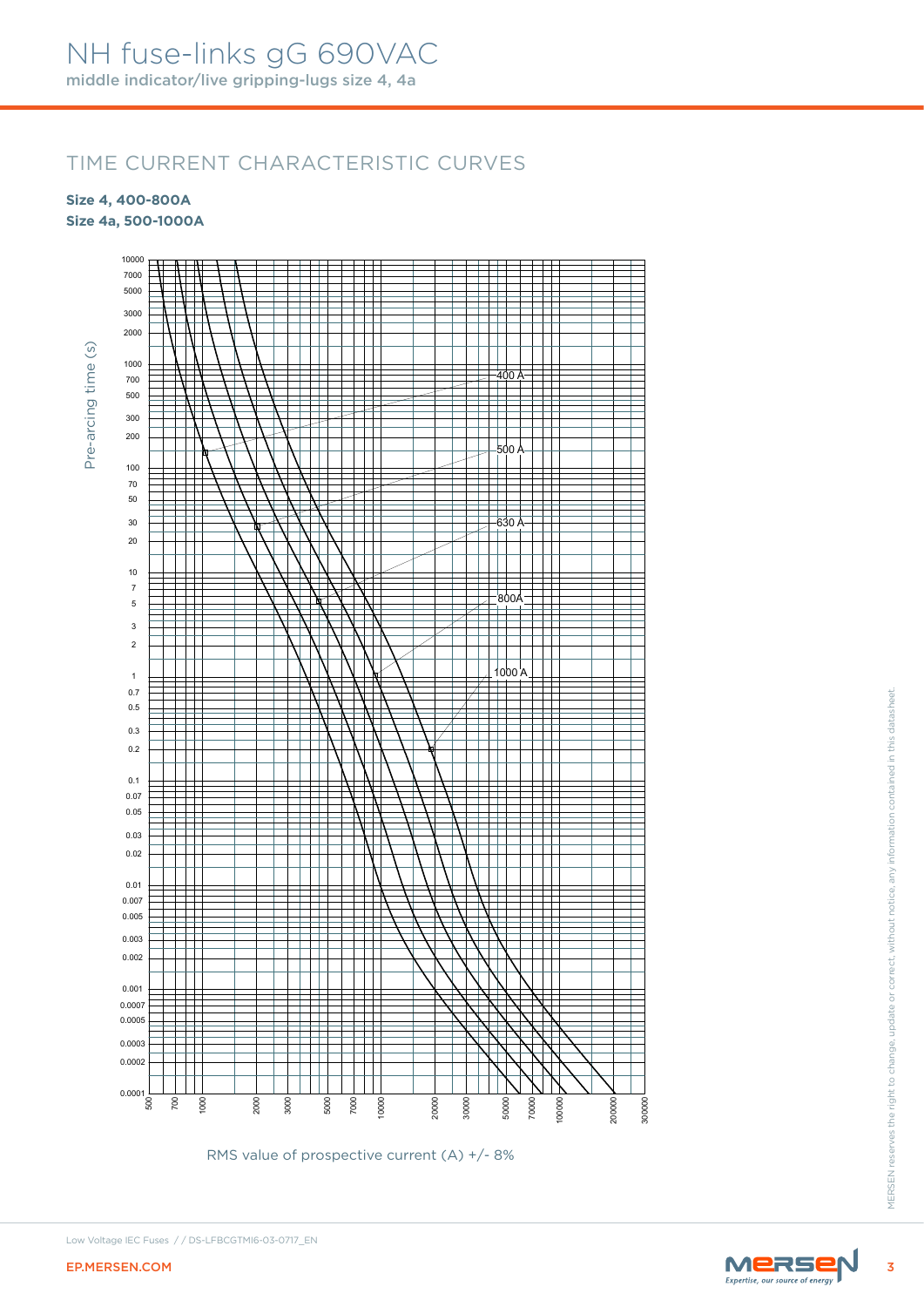# NH fuse-links gG 690VAC

middle indicator/live gripping-lugs size 4, 4a

## TIME CURRENT CHARACTERISTIC CURVES

**Size 4, 400-800A**

**Size 4a, 500-1000A**

Pre-arcing time (s)

10000, 7000, 5000, 3000, 2000, 1000, 700, 500, 300, 200, 100, 70, 50, 30, 20, 10, 7, 5, 3, 2, 1, 0.7, 0.5, 0.3, 0.2, 0.1, 0.07, 0.05, 0.03, 0.02, 0.01, 0.007, 0.005, 0.003, 0.002, 0.001, 0.0007, 0.0005, 0.0003, 0.0002, 0.0001

400 A

500 A

630 A

800A

1000 A

500, 700, 1000, 2000, 3000, 5000, 7000, 10000, 20000, 30000, 50000, 70000, 100000, 200000, 300000

RMS value of prospective current (A) +/- 8%

MERSEN reserves the right to change, update or correct, without notice, any information contained in this datasheet.

Low Voltage IEC Fuses / / DS-LFBCGTMI6-03-0717_EN

EP.MERSEN.COM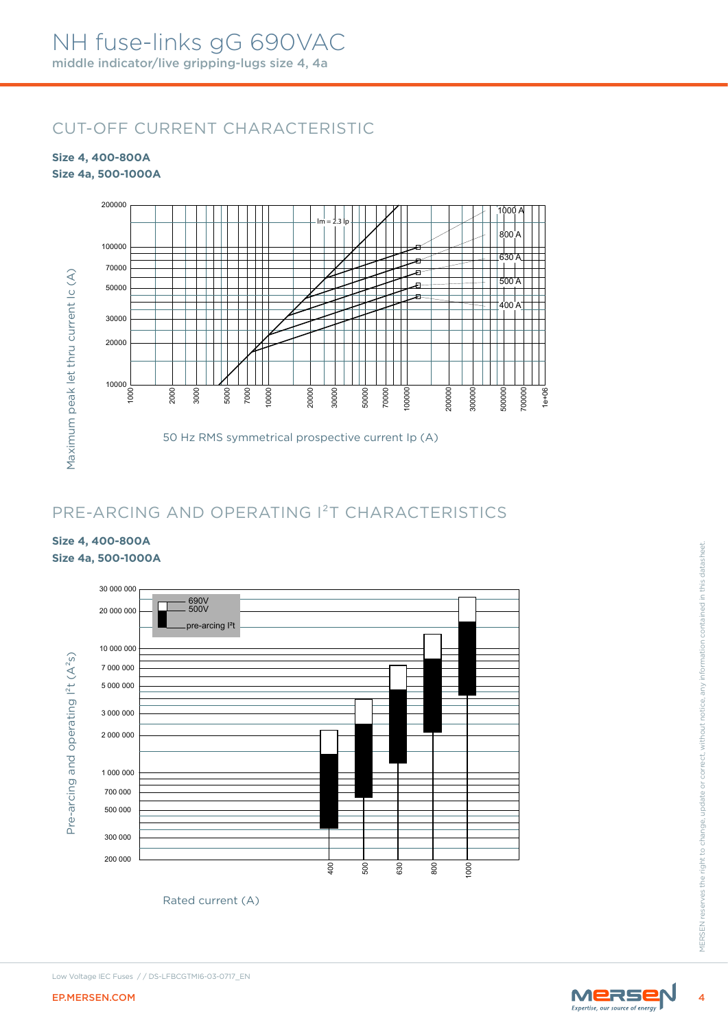# NH fuse-links gG 690VAC

middle indicator/live gripping-lugs size 4, 4a

## CUT-OFF CURRENT CHARACTERISTIC

**Size 4, 400-800A**
**Size 4a, 500-1000A**

Maximum peak let thru current Ic (A)

Im = 2.3 Ip

1000 A, 800 A, 630 A, 500 A, 400 A

50 Hz RMS symmetrical prospective current Ip (A)

## PRE-ARCING AND OPERATING I²T CHARACTERISTICS

**Size 4, 400-800A**
**Size 4a, 500-1000A**

690V
500V
pre-arcing I²t

Pre-arcing and operating I²t (A²s)

Rated current (A)

Low Voltage IEC Fuses / / DS-LFBCGTMI6-03-0717_EN

EP.MERSEN.COM

MERSEN reserves the right to change, update or correct, without notice, any information contained in this datasheet.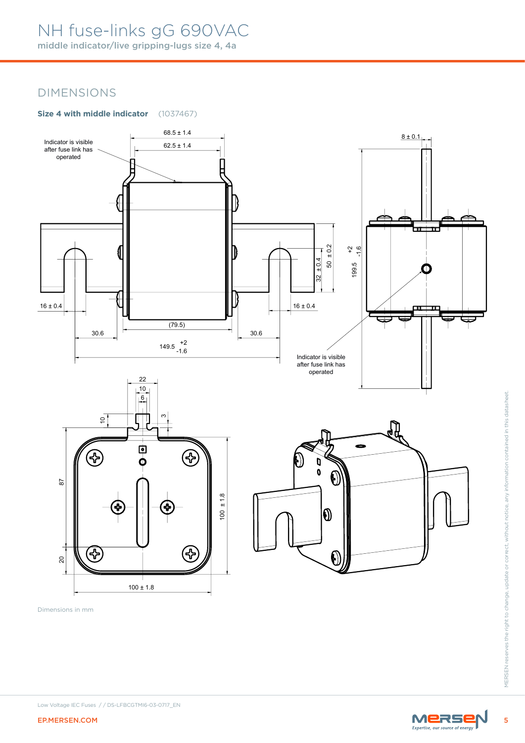# NH fuse-links gG 690VAC

middle indicator/live gripping-lugs size 4, 4a

## DIMENSIONS

**Size 4 with middle indicator** (1037467)

Indicator is visible after fuse link has operated

68.5 ± 1.4

62.5 ± 1.4

8 ± 0.1

50 ± 0.2

32 ± 0.4

199.5 +2 -1.6

16 ± 0.4

16 ± 0.4

(79.5)

30.6

30.6

149.5 +2 -1.6

Indicator is visible after fuse link has operated

22

10

6

10

3

87

20

100 ± 1.8

100 ± 1.8

Dimensions in mm

MERSEN reserves the right to change, update or correct, without notice, any information contained in this datasheet.

Low Voltage IEC Fuses / / DS-LFBCGTMI6-03-0717_EN

EP.MERSEN.COM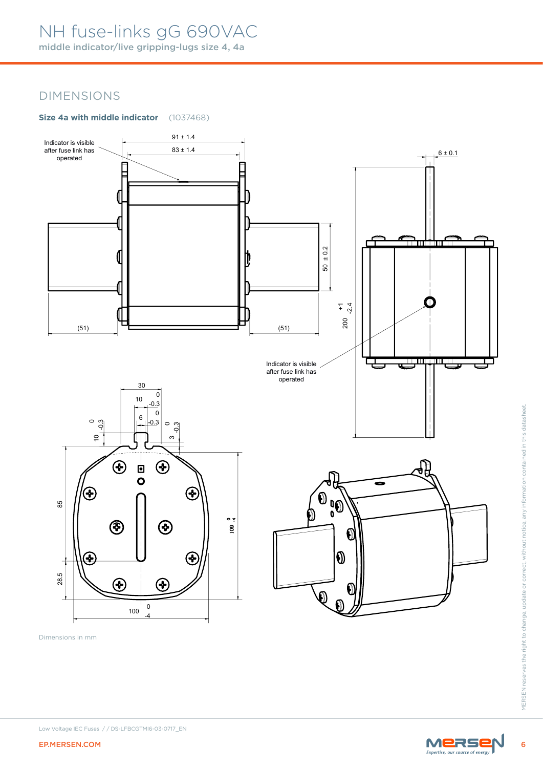# NH fuse-links gG 690VAC

middle indicator/live gripping-lugs size 4, 4a

## DIMENSIONS

**Size 4a with middle indicator** (1037468)

Indicator is visible after fuse link has operated

91 ± 1.4

83 ± 1.4

6 ± 0.1

50 ± 0.2

(51)

(51)

200 +1 -2.4

Indicator is visible after fuse link has operated

30

10

0 -0.3

0 -0.3

6

10 0 -0.3

3 0 -0.3

85

28.5

109 0 -4

100 0 -4

Dimensions in mm